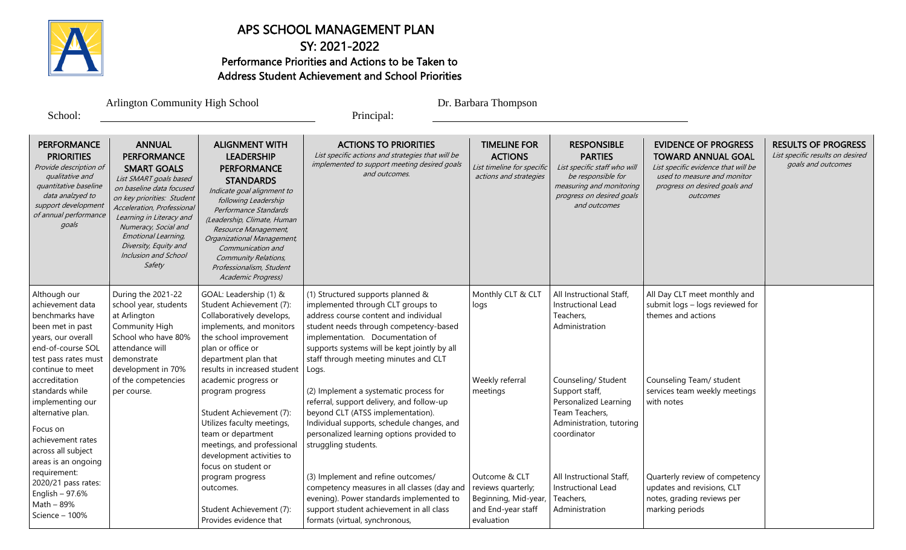# APS SCHOOL MANAGEMENT PLAN

## SY: 2021-2022

### Performance Priorities and Actions to be Taken to Address Student Achievement and School Priorities

School: Arlington Community High School

Principal: Dr. Barbara Thompson

| **PERFORMANCE PRIORITIES** *Provide description of qualitative and quantitative baseline data analzyed to support development of annual performance goals* | **ANNUAL PERFORMANCE SMART GOALS** *List SMART goals based on baseline data focused on key priorities: Student Acceleration, Professional Learning in Literacy and Numeracy, Social and Emotional Learning, Diversity, Equity and Inclusion and School Safety* | **ALIGNMENT WITH LEADERSHIP PERFORMANCE STANDARDS** *Indicate goal alignment to following Leadership Performance Standards (Leadership, Climate, Human Resource Management, Organizational Management, Communication and Community Relations, Professionalism, Student Academic Progress)* | **ACTIONS TO PRIORITIES** *List specific actions and strategies that will be implemented to support meeting desired goals and outcomes.* | **TIMELINE FOR ACTIONS** *List timeline for specific actions and strategies* | **RESPONSIBLE PARTIES** *List specific staff who will be responsible for measuring and monitoring progress on desired goals and outcomes* | **EVIDENCE OF PROGRESS TOWARD ANNUAL GOAL** *List specific evidence that will be used to measure and monitor progress on desired goals and outcomes* | **RESULTS OF PROGRESS** *List specific results on desired goals and outcomes* |
|---|---|---|---|---|---|---|---|
| Although our achievement data benchmarks have been met in past years, our overall end-of-course SOL test pass rates must continue to meet accreditation standards while implementing our alternative plan.<br><br>Focus on achievement rates across all subject areas is an ongoing requirement:<br>2020/21 pass rates:<br>English – 97.6%<br>Math – 89%<br>Science – 100% | During the 2021-22 school year, students at Arlington Community High School who have 80% attendance will demonstrate development in 70% of the competencies per course. | GOAL: Leadership (1) & Student Achievement (7): Collaboratively develops, implements, and monitors the school improvement plan or office or department plan that results in increased student academic progress or program progress<br><br>Student Achievement (7): Utilizes faculty meetings, team or department meetings, and professional development activities to focus on student or program progress outcomes.<br><br>Student Achievement (7): Provides evidence that | (1) Structured supports planned & implemented through CLT groups to address course content and individual student needs through competency-based implementation. Documentation of supports systems will be kept jointly by all staff through meeting minutes and CLT Logs.<br><br>(2) Implement a systematic process for referral, support delivery, and follow-up beyond CLT (ATSS implementation). Individual supports, schedule changes, and personalized learning options provided to struggling students.<br><br>(3) Implement and refine outcomes/ competency measures in all classes (day and evening). Power standards implemented to support student achievement in all class formats (virtual, synchronous, | Monthly CLT & CLT logs<br><br>Weekly referral meetings<br><br>Outcome & CLT reviews quarterly; Beginning, Mid-year, and End-year staff evaluation | All Instructional Staff, Instructional Lead Teachers, Administration<br><br>Counseling/ Student Support staff, Personalized Learning Team Teachers, Administration, tutoring coordinator<br><br>All Instructional Staff, Instructional Lead Teachers, Administration | All Day CLT meet monthly and submit logs – logs reviewed for themes and actions<br><br>Counseling Team/ student services team weekly meetings with notes<br><br>Quarterly review of competency updates and revisions, CLT notes, grading reviews per marking periods | |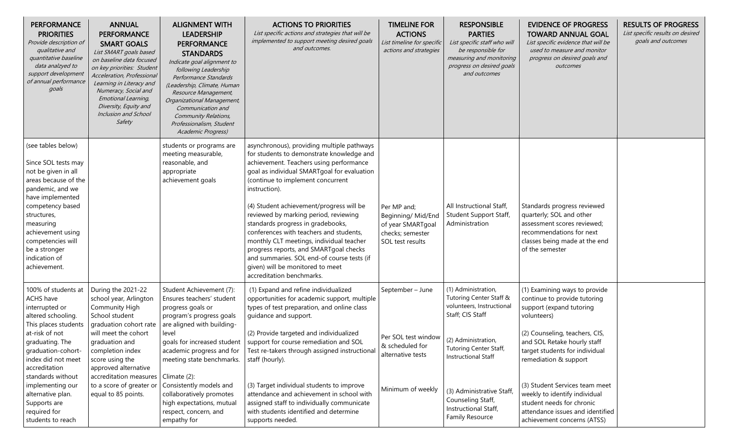| PERFORMANCE PRIORITIES *Provide description of qualitative and quantitative baseline data analzyed to support development of annual performance goals* | ANNUAL PERFORMANCE SMART GOALS *List SMART goals based on baseline data focused on key priorities: Student Acceleration, Professional Learning in Literacy and Numeracy, Social and Emotional Learning, Diversity, Equity and Inclusion and School Safety* | ALIGNMENT WITH LEADERSHIP PERFORMANCE STANDARDS *Indicate goal alignment to following Leadership Performance Standards (Leadership, Climate, Human Resource Management, Organizational Management, Communication and Community Relations, Professionalism, Student Academic Progress)* | ACTIONS TO PRIORITIES *List specific actions and strategies that will be implemented to support meeting desired goals and outcomes.* | TIMELINE FOR ACTIONS *List timeline for specific actions and strategies* | RESPONSIBLE PARTIES *List specific staff who will be responsible for measuring and monitoring progress on desired goals and outcomes* | EVIDENCE OF PROGRESS TOWARD ANNUAL GOAL *List specific evidence that will be used to measure and monitor progress on desired goals and outcomes* | RESULTS OF PROGRESS *List specific results on desired goals and outcomes* |
|---|---|---|---|---|---|---|---|
| (see tables below)<br><br>Since SOL tests may not be given in all areas because of the pandemic, and we have implemented competency based structures, measuring achievement using competencies will be a stronger indication of achievement. | | students or programs are meeting measurable, reasonable, and appropriate achievement goals | asynchronous), providing multiple pathways for students to demonstrate knowledge and achievement. Teachers using performance goal as individual SMARTgoal for evaluation (continue to implement concurrent instruction).<br><br>(4) Student achievement/progress will be reviewed by marking period, reviewing standards progress in gradebooks, conferences with teachers and students, monthly CLT meetings, individual teacher progress reports, and SMARTgoal checks and summaries. SOL end-of course tests (if given) will be monitored to meet accreditation benchmarks. | Per MP and; Beginning/ Mid/End of year SMARTgoal checks; semester SOL test results | All Instructional Staff, Student Support Staff, Administration | Standards progress reviewed quarterly; SOL and other assessment scores reviewed; recommendations for next classes being made at the end of the semester | |
| 100% of students at ACHS have interrupted or altered schooling. This places students at-risk of not graduating. The graduation-cohort-index did not meet accreditation standards without implementing our alternative plan. Supports are required for students to reach | During the 2021-22 school year, Arlington Community High School student graduation cohort rate will meet the cohort graduation and completion index score using the approved alternative accreditation measures to a score of greater or equal to 85 points. | Student Achievement (7): Ensures teachers' student progress goals or program's progress goals are aligned with building-level goals for increased student academic progress and for meeting state benchmarks.<br><br>Climate (2): Consistently models and collaboratively promotes high expectations, mutual respect, concern, and empathy for | (1) Expand and refine individualized opportunities for academic support, multiple types of test preparation, and online class guidance and support.<br><br>(2) Provide targeted and individualized support for course remediation and SOL Test re-takers through assigned instructional staff (hourly).<br><br>(3) Target individual students to improve attendance and achievement in school with assigned staff to individually communicate with students identified and determine supports needed. | September – June<br><br>Per SOL test window & scheduled for alternative tests<br><br>Minimum of weekly | (1) Administration, Tutoring Center Staff & volunteers, Instructional Staff; CIS Staff<br><br>(2) Administration, Tutoring Center Staff, Instructional Staff<br><br>(3) Administrative Staff, Counseling Staff, Instructional Staff, Family Resource | (1) Examining ways to provide continue to provide tutoring support (expand tutoring volunteers)<br><br>(2) Counseling, teachers, CIS, and SOL Retake hourly staff target students for individual remediation & support<br><br>(3) Student Services team meet weekly to identify individual student needs for chronic attendance issues and identified achievement concerns (ATSS) | |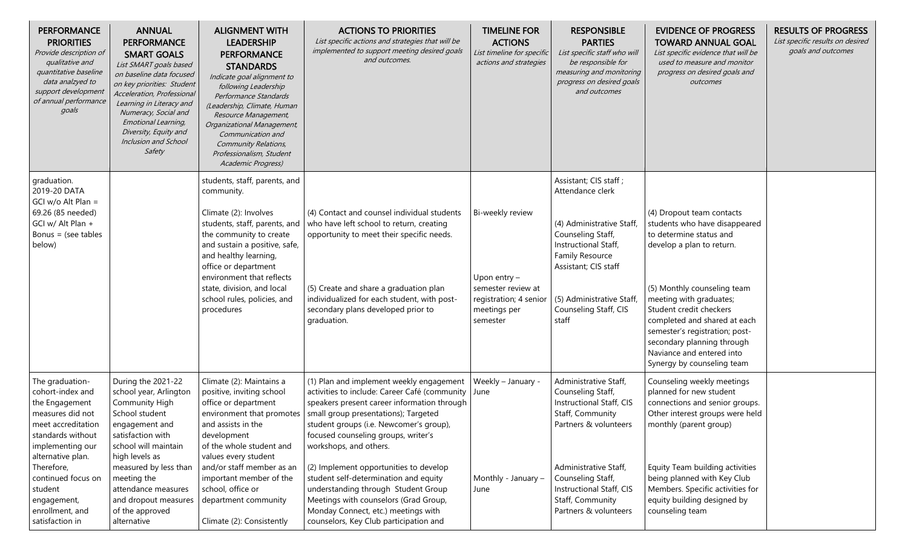| **PERFORMANCE PRIORITIES** *Provide description of qualitative and quantitative baseline data analzyed to support development of annual performance goals* | **ANNUAL PERFORMANCE SMART GOALS** *List SMART goals based on baseline data focused on key priorities: Student Acceleration, Professional Learning in Literacy and Numeracy, Social and Emotional Learning, Diversity, Equity and Inclusion and School Safety* | **ALIGNMENT WITH LEADERSHIP PERFORMANCE STANDARDS** *Indicate goal alignment to following Leadership Performance Standards (Leadership, Climate, Human Resource Management, Organizational Management, Communication and Community Relations, Professionalism, Student Academic Progress)* | **ACTIONS TO PRIORITIES** *List specific actions and strategies that will be implemented to support meeting desired goals and outcomes.* | **TIMELINE FOR ACTIONS** *List timeline for specific actions and strategies* | **RESPONSIBLE PARTIES** *List specific staff who will be responsible for measuring and monitoring progress on desired goals and outcomes* | **EVIDENCE OF PROGRESS TOWARD ANNUAL GOAL** *List specific evidence that will be used to measure and monitor progress on desired goals and outcomes* | **RESULTS OF PROGRESS** *List specific results on desired goals and outcomes* |
|---|---|---|---|---|---|---|---|
| graduation.<br>2019-20 DATA<br>GCI w/o Alt Plan = 69.26 (85 needed)<br>GCI w/ Alt Plan + Bonus = (see tables below) | | students, staff, parents, and community.<br><br>Climate (2): Involves students, staff, parents, and the community to create and sustain a positive, safe, and healthy learning, office or department environment that reflects state, division, and local school rules, policies, and procedures | (4) Contact and counsel individual students who have left school to return, creating opportunity to meet their specific needs.<br><br>(5) Create and share a graduation plan individualized for each student, with post-secondary plans developed prior to graduation. | Bi-weekly review<br><br>Upon entry – semester review at registration; 4 senior meetings per semester | Assistant; CIS staff ; Attendance clerk<br><br>(4) Administrative Staff, Counseling Staff, Instructional Staff, Family Resource Assistant; CIS staff<br><br>(5) Administrative Staff, Counseling Staff, CIS staff | (4) Dropout team contacts students who have disappeared to determine status and develop a plan to return.<br><br>(5) Monthly counseling team meeting with graduates; Student credit checkers completed and shared at each semester's registration; post-secondary planning through Naviance and entered into Synergy by counseling team | |
| The graduation-cohort-index and the Engagement measures did not meet accreditation standards without implementing our alternative plan. Therefore, continued focus on student engagement, enrollment, and satisfaction in | During the 2021-22 school year, Arlington Community High School student engagement and satisfaction with school will maintain high levels as measured by less than meeting the attendance measures and dropout measures of the approved alternative | Climate (2): Maintains a positive, inviting school office or department environment that promotes and assists in the development of the whole student and values every student and/or staff member as an important member of the school, office or department community<br><br>Climate (2): Consistently | (1) Plan and implement weekly engagement activities to include: Career Café (community speakers present career information through small group presentations); Targeted student groups (i.e. Newcomer's group), focused counseling groups, writer's workshops, and others.<br><br>(2) Implement opportunities to develop student self-determination and equity understanding through Student Group Meetings with counselors (Grad Group, Monday Connect, etc.) meetings with counselors, Key Club participation and | Weekly – January - June<br><br>Monthly - January – June | Administrative Staff, Counseling Staff, Instructional Staff, CIS Staff, Community Partners & volunteers<br><br>Administrative Staff, Counseling Staff, Instructional Staff, CIS Staff, Community Partners & volunteers | Counseling weekly meetings planned for new student connections and senior groups. Other interest groups were held monthly (parent group)<br><br>Equity Team building activities being planned with Key Club Members. Specific activities for equity building designed by counseling team | |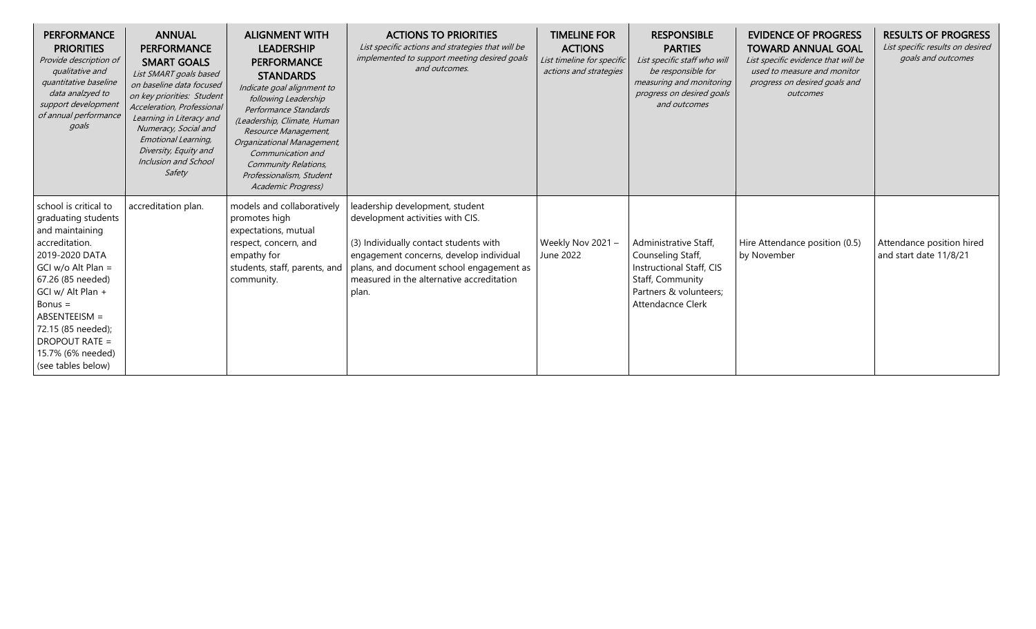| PERFORMANCE PRIORITIES *Provide description of qualitative and quantitative baseline data analzyed to support development of annual performance goals* | ANNUAL PERFORMANCE SMART GOALS *List SMART goals based on baseline data focused on key priorities: Student Acceleration, Professional Learning in Literacy and Numeracy, Social and Emotional Learning, Diversity, Equity and Inclusion and School Safety* | ALIGNMENT WITH LEADERSHIP PERFORMANCE STANDARDS *Indicate goal alignment to following Leadership Performance Standards (Leadership, Climate, Human Resource Management, Organizational Management, Communication and Community Relations, Professionalism, Student Academic Progress)* | ACTIONS TO PRIORITIES *List specific actions and strategies that will be implemented to support meeting desired goals and outcomes.* | TIMELINE FOR ACTIONS *List timeline for specific actions and strategies* | RESPONSIBLE PARTIES *List specific staff who will be responsible for measuring and monitoring progress on desired goals and outcomes* | EVIDENCE OF PROGRESS TOWARD ANNUAL GOAL *List specific evidence that will be used to measure and monitor progress on desired goals and outcomes* | RESULTS OF PROGRESS *List specific results on desired goals and outcomes* |
|---|---|---|---|---|---|---|---|
| school is critical to graduating students and maintaining accreditation. 2019-2020 DATA GCI w/o Alt Plan = 67.26 (85 needed) GCI w/ Alt Plan + Bonus = ABSENTEEISM = 72.15 (85 needed); DROPOUT RATE = 15.7% (6% needed) (see tables below) | accreditation plan. | models and collaboratively promotes high expectations, mutual respect, concern, and empathy for students, staff, parents, and community. | leadership development, student development activities with CIS.<br><br>(3) Individually contact students with engagement concerns, develop individual plans, and document school engagement as measured in the alternative accreditation plan. | Weekly Nov 2021 – June 2022 | Administrative Staff, Counseling Staff, Instructional Staff, CIS Staff, Community Partners & volunteers; Attendacnce Clerk | Hire Attendance position (0.5) by November | Attendance position hired and start date 11/8/21 |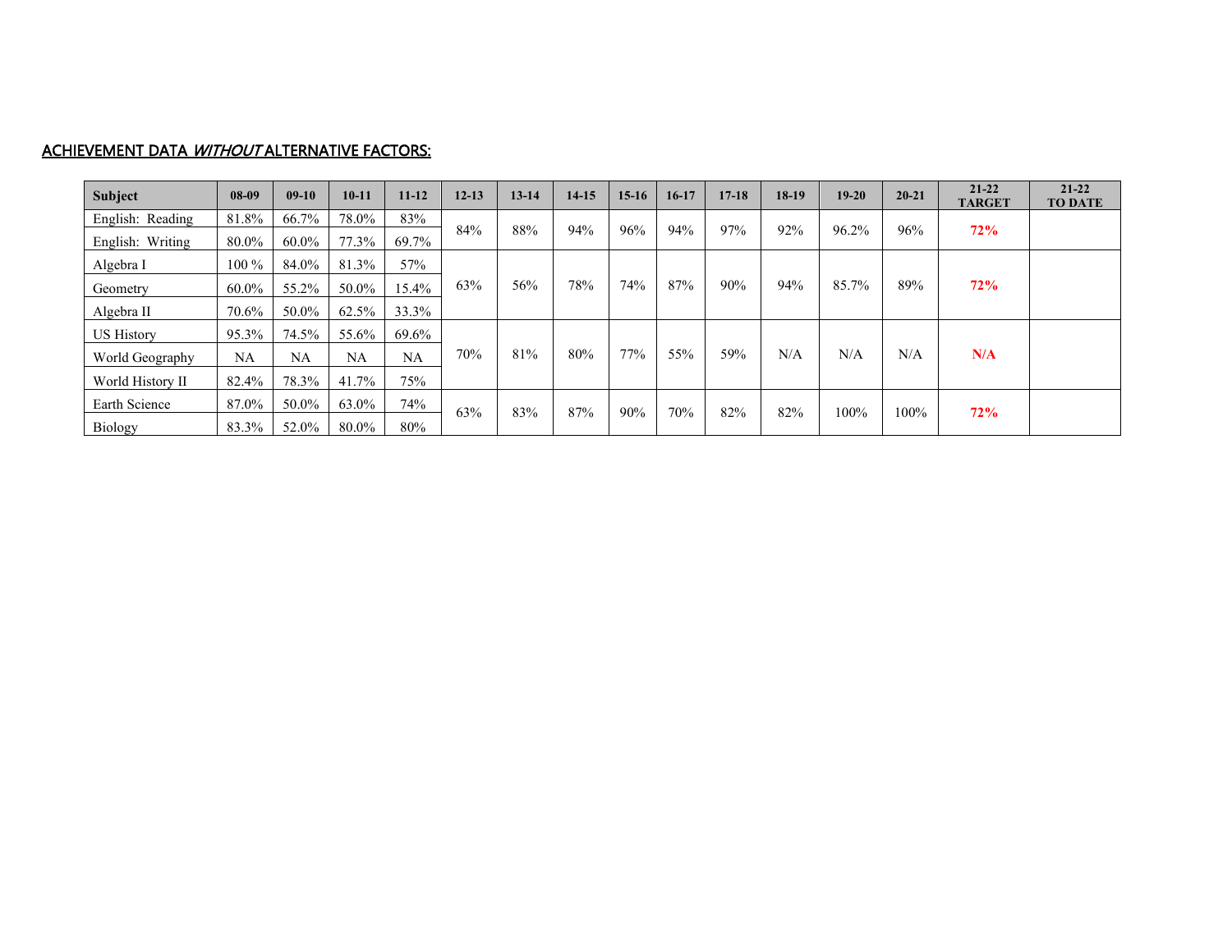**ACHIEVEMENT DATA *WITHOUT* ALTERNATIVE FACTORS:**

| Subject | 08-09 | 09-10 | 10-11 | 11-12 | 12-13 | 13-14 | 14-15 | 15-16 | 16-17 | 17-18 | 18-19 | 19-20 | 20-21 | 21-22 TARGET | 21-22 TO DATE |
|---|---|---|---|---|---|---|---|---|---|---|---|---|---|---|---|
| English: Reading | 81.8% | 66.7% | 78.0% | 83% | 84% | 88% | 94% | 96% | 94% | 97% | 92% | 96.2% | 96% | **72%** | |
| English: Writing | 80.0% | 60.0% | 77.3% | 69.7% | | | | | | | | | | | |
| Algebra I | 100 % | 84.0% | 81.3% | 57% | 63% | 56% | 78% | 74% | 87% | 90% | 94% | 85.7% | 89% | **72%** | |
| Geometry | 60.0% | 55.2% | 50.0% | 15.4% | | | | | | | | | | | |
| Algebra II | 70.6% | 50.0% | 62.5% | 33.3% | | | | | | | | | | | |
| US History | 95.3% | 74.5% | 55.6% | 69.6% | 70% | 81% | 80% | 77% | 55% | 59% | N/A | N/A | N/A | **N/A** | |
| World Geography | NA | NA | NA | NA | | | | | | | | | | | |
| World History II | 82.4% | 78.3% | 41.7% | 75% | | | | | | | | | | | |
| Earth Science | 87.0% | 50.0% | 63.0% | 74% | 63% | 83% | 87% | 90% | 70% | 82% | 82% | 100% | 100% | **72%** | |
| Biology | 83.3% | 52.0% | 80.0% | 80% | | | | | | | | | | | |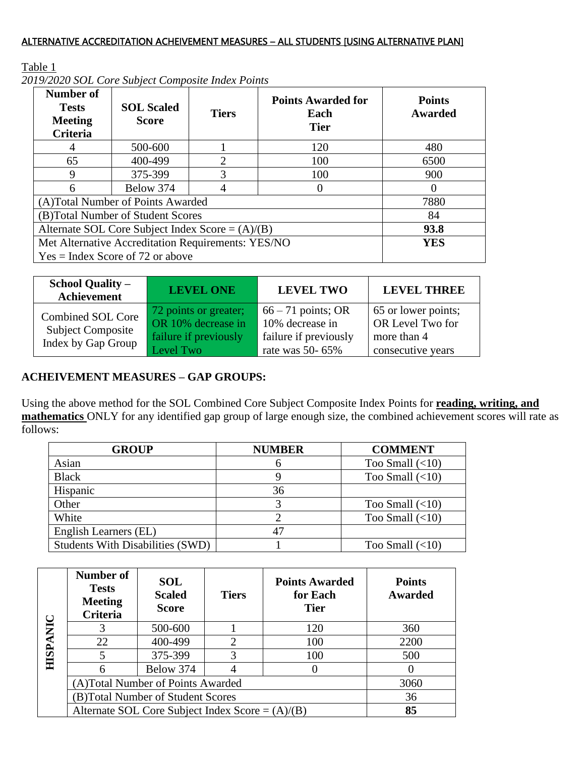ALTERNATIVE ACCREDITATION ACHEIVEMENT MEASURES – ALL STUDENTS [USING ALTERNATIVE PLAN]

Table 1

*2019/2020 SOL Core Subject Composite Index Points*

| Number of Tests Meeting Criteria | SOL Scaled Score | Tiers | Points Awarded for Each Tier | Points Awarded |
|---|---|---|---|---|
| 4 | 500-600 | 1 | 120 | 480 |
| 65 | 400-499 | 2 | 100 | 6500 |
| 9 | 375-399 | 3 | 100 | 900 |
| 6 | Below 374 | 4 | 0 | 0 |
| (A)Total Number of Points Awarded | | | | 7880 |
| (B)Total Number of Student Scores | | | | 84 |
| Alternate SOL Core Subject Index Score = (A)/(B) | | | | **93.8** |
| Met Alternative Accreditation Requirements: YES/NO Yes = Index Score of 72 or above | | | | **YES** |

| School Quality – Achievement | LEVEL ONE | LEVEL TWO | LEVEL THREE |
|---|---|---|---|
| Combined SOL Core Subject Composite Index by Gap Group | 72 points or greater; OR 10% decrease in failure if previously Level Two | 66 – 71 points; OR 10% decrease in failure if previously rate was 50- 65% | 65 or lower points; OR Level Two for more than 4 consecutive years |

**ACHEIVEMENT MEASURES – GAP GROUPS:**

Using the above method for the SOL Combined Core Subject Composite Index Points for **reading, writing, and mathematics** ONLY for any identified gap group of large enough size, the combined achievement scores will rate as follows:

| GROUP | NUMBER | COMMENT |
|---|---|---|
| Asian | 6 | Too Small (<10) |
| Black | 9 | Too Small (<10) |
| Hispanic | 36 | |
| Other | 3 | Too Small (<10) |
| White | 2 | Too Small (<10) |
| English Learners (EL) | 47 | |
| Students With Disabilities (SWD) | 1 | Too Small (<10) |

| HISPANIC | Number of Tests Meeting Criteria | SOL Scaled Score | Tiers | Points Awarded for Each Tier | Points Awarded |
|---|---|---|---|---|---|
| | 3 | 500-600 | 1 | 120 | 360 |
| | 22 | 400-499 | 2 | 100 | 2200 |
| | 5 | 375-399 | 3 | 100 | 500 |
| | 6 | Below 374 | 4 | 0 | 0 |
| | (A)Total Number of Points Awarded | | | | 3060 |
| | (B)Total Number of Student Scores | | | | 36 |
| | Alternate SOL Core Subject Index Score = (A)/(B) | | | | **85** |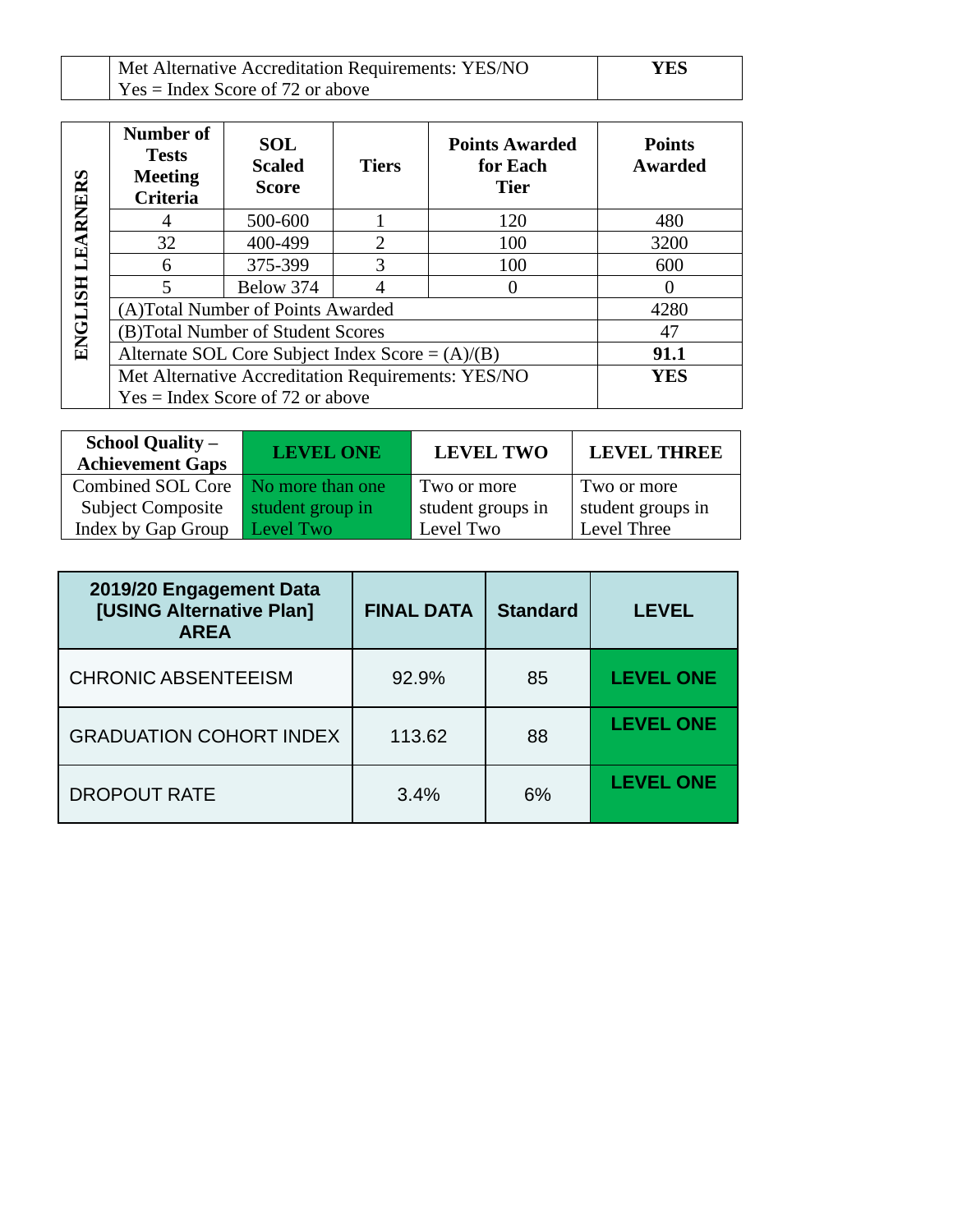| | | |
|---|---|---|
| | Met Alternative Accreditation Requirements: YES/NO<br>Yes = Index Score of 72 or above | **YES** |

| ENGLISH LEARNERS | Number of Tests Meeting Criteria | SOL Scaled Score | Tiers | Points Awarded for Each Tier | Points Awarded |
|---|---|---|---|---|---|
| | 4 | 500-600 | 1 | 120 | 480 |
| | 32 | 400-499 | 2 | 100 | 3200 |
| | 6 | 375-399 | 3 | 100 | 600 |
| | 5 | Below 374 | 4 | 0 | 0 |
| | (A)Total Number of Points Awarded | | | | 4280 |
| | (B)Total Number of Student Scores | | | | 47 |
| | Alternate SOL Core Subject Index Score = (A)/(B) | | | | **91.1** |
| | Met Alternative Accreditation Requirements: YES/NO<br>Yes = Index Score of 72 or above | | | | **YES** |

| School Quality – Achievement Gaps | LEVEL ONE | LEVEL TWO | LEVEL THREE |
|---|---|---|---|
| Combined SOL Core Subject Composite Index by Gap Group | No more than one student group in Level Two | Two or more student groups in Level Two | Two or more student groups in Level Three |

| 2019/20 Engagement Data [USING Alternative Plan] AREA | FINAL DATA | Standard | LEVEL |
|---|---|---|---|
| CHRONIC ABSENTEEISM | 92.9% | 85 | **LEVEL ONE** |
| GRADUATION COHORT INDEX | 113.62 | 88 | **LEVEL ONE** |
| DROPOUT RATE | 3.4% | 6% | **LEVEL ONE** |